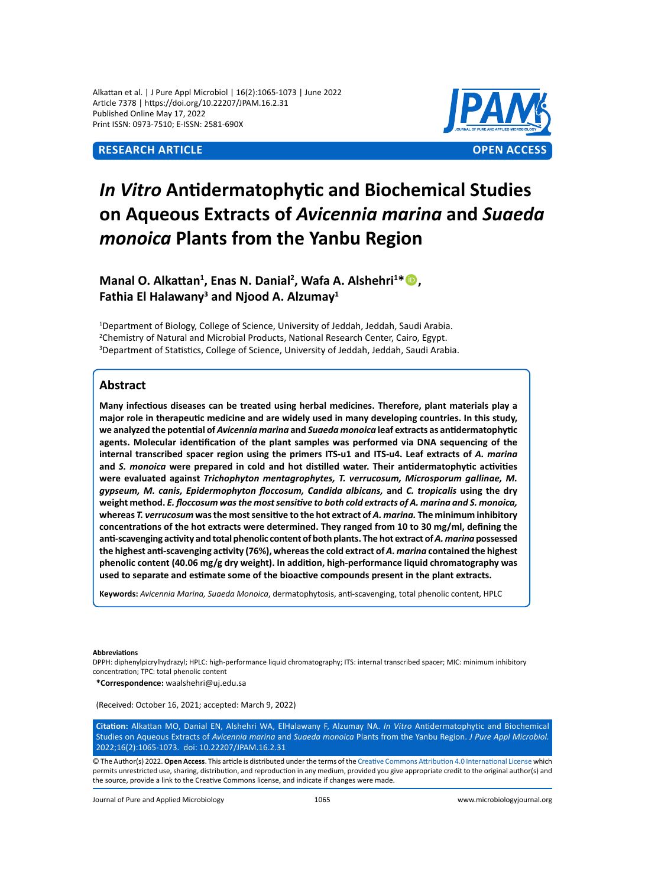**RESEARCH ARTICLE** **OPEN ACCESS**

# *In Vitro* Antidermatophytic and Biochemical Studies on Aqueous Extracts of *Avicennia marina* and *Suaeda monoica* Plants from the Yanbu Region

**Manal O. Alkattan[1], Enas N. Danial[2], Wafa A. Alshehri[1]*, Fathia El Halawany[3] and Njood A. Alzumay[1]**

[1]Department of Biology, College of Science, University of Jeddah, Jeddah, Saudi Arabia.
[2]Chemistry of Natural and Microbial Products, National Research Center, Cairo, Egypt.
[3]Department of Statistics, College of Science, University of Jeddah, Jeddah, Saudi Arabia.

## Abstract

**Many infectious diseases can be treated using herbal medicines. Therefore, plant materials play a major role in therapeutic medicine and are widely used in many developing countries. In this study, we analyzed the potential of *Avicennia marina* and *Suaeda monoica* leaf extracts as antidermatophytic agents. Molecular identification of the plant samples was performed via DNA sequencing of the internal transcribed spacer region using the primers ITS-u1 and ITS-u4. Leaf extracts of *A. marina* and *S. monoica* were prepared in cold and hot distilled water. Their antidermatophytic activities were evaluated against *Trichophyton mentagrophytes, T. verrucosum, Microsporum gallinae, M. gypseum, M. canis, Epidermophyton floccosum, Candida albicans,* and *C. tropicalis* using the dry weight method. *E. floccosum was the most sensitive to both cold extracts of A. marina and S. monoica,* whereas *T. verrucosum* was the most sensitive to the hot extract of *A. marina.* The minimum inhibitory concentrations of the hot extracts were determined. They ranged from 10 to 30 mg/ml, defining the anti-scavenging activity and total phenolic content of both plants. The hot extract of *A. marina* possessed the highest anti-scavenging activity (76%), whereas the cold extract of *A. marina* contained the highest phenolic content (40.06 mg/g dry weight). In addition, high-performance liquid chromatography was used to separate and estimate some of the bioactive compounds present in the plant extracts.**

**Keywords:** *Avicennia Marina, Suaeda Monoica*, dermatophytosis, anti-scavenging, total phenolic content, HPLC

**Abbreviations**
DPPH: diphenylpicrylhydrazyl; HPLC: high-performance liquid chromatography; ITS: internal transcribed spacer; MIC: minimum inhibitory concentration; TPC: total phenolic content

***Correspondence:** waalshehri@uj.edu.sa

(Received: October 16, 2021; accepted: March 9, 2022)

**Citation:** Alkattan MO, Danial EN, Alshehri WA, ElHalawany F, Alzumay NA. *In Vitro* Antidermatophytic and Biochemical Studies on Aqueous Extracts of *Avicennia marina* and *Suaeda monoica* Plants from the Yanbu Region. *J Pure Appl Microbiol.* 2022;16(2):1065-1073. doi: 10.22207/JPAM.16.2.31

© The Author(s) 2022. **Open Access**. This article is distributed under the terms of the Creative Commons Attribution 4.0 International License which permits unrestricted use, sharing, distribution, and reproduction in any medium, provided you give appropriate credit to the original author(s) and the source, provide a link to the Creative Commons license, and indicate if changes were made.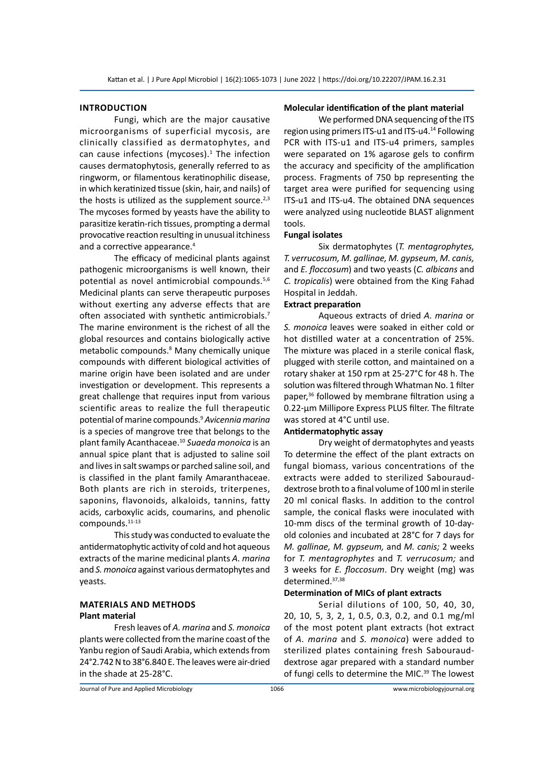## INTRODUCTION

Fungi, which are the major causative microorganisms of superficial mycosis, are clinically classified as dermatophytes, and can cause infections (mycoses).[1] The infection causes dermatophytosis, generally referred to as ringworm, or filamentous keratinophilic disease, in which keratinized tissue (skin, hair, and nails) of the hosts is utilized as the supplement source.[2,3] The mycoses formed by yeasts have the ability to parasitize keratin-rich tissues, prompting a dermal provocative reaction resulting in unusual itchiness and a corrective appearance.[4]

The efficacy of medicinal plants against pathogenic microorganisms is well known, their potential as novel antimicrobial compounds.[5,6] Medicinal plants can serve therapeutic purposes without exerting any adverse effects that are often associated with synthetic antimicrobials.[7] The marine environment is the richest of all the global resources and contains biologically active metabolic compounds.[8] Many chemically unique compounds with different biological activities of marine origin have been isolated and are under investigation or development. This represents a great challenge that requires input from various scientific areas to realize the full therapeutic potential of marine compounds.[9] *Avicennia marina* is a species of mangrove tree that belongs to the plant family Acanthaceae.[10] *Suaeda monoica* is an annual spice plant that is adjusted to saline soil and lives in salt swamps or parched saline soil, and is classified in the plant family Amaranthaceae. Both plants are rich in steroids, triterpenes, saponins, flavonoids, alkaloids, tannins, fatty acids, carboxylic acids, coumarins, and phenolic compounds.[11-13]

This study was conducted to evaluate the antidermatophytic activity of cold and hot aqueous extracts of the marine medicinal plants *A. marina* and *S. monoica* against various dermatophytes and yeasts.

## MATERIALS AND METHODS

### Plant material

Fresh leaves of *A. marina* and *S. monoica* plants were collected from the marine coast of the Yanbu region of Saudi Arabia, which extends from 24°2.742 N to 38°6.840 E. The leaves were air-dried in the shade at 25-28°C.

### Molecular identification of the plant material

We performed DNA sequencing of the ITS region using primers ITS-u1 and ITS-u4.[14] Following PCR with ITS-u1 and ITS-u4 primers, samples were separated on 1% agarose gels to confirm the accuracy and specificity of the amplification process. Fragments of 750 bp representing the target area were purified for sequencing using ITS-u1 and ITS-u4. The obtained DNA sequences were analyzed using nucleotide BLAST alignment tools.

### Fungal isolates

Six dermatophytes (*T. mentagrophytes, T. verrucosum, M. gallinae, M. gypseum, M. canis,* and *E. floccosum*) and two yeasts (*C. albicans* and *C. tropicalis*) were obtained from the King Fahad Hospital in Jeddah.

### Extract preparation

Aqueous extracts of dried *A. marina* or *S. monoica* leaves were soaked in either cold or hot distilled water at a concentration of 25%. The mixture was placed in a sterile conical flask, plugged with sterile cotton, and maintained on a rotary shaker at 150 rpm at 25-27°C for 48 h. The solution was filtered through Whatman No. 1 filter paper,[36] followed by membrane filtration using a 0.22-µm Millipore Express PLUS filter. The filtrate was stored at 4°C until use.

### Antidermatophytic assay

Dry weight of dermatophytes and yeasts To determine the effect of the plant extracts on fungal biomass, various concentrations of the extracts were added to sterilized Sabouraud-dextrose broth to a final volume of 100 ml in sterile 20 ml conical flasks. In addition to the control sample, the conical flasks were inoculated with 10-mm discs of the terminal growth of 10-day-old colonies and incubated at 28°C for 7 days for *M. gallinae, M. gypseum,* and *M. canis;* 2 weeks for *T. mentagrophytes* and *T. verrucosum;* and 3 weeks for *E. floccosum*. Dry weight (mg) was determined.[37,38]

### Determination of MICs of plant extracts

Serial dilutions of 100, 50, 40, 30, 20, 10, 5, 3, 2, 1, 0.5, 0.3, 0.2, and 0.1 mg/ml of the most potent plant extracts (hot extract of *A. marina* and *S. monoica*) were added to sterilized plates containing fresh Sabouraud-dextrose agar prepared with a standard number of fungi cells to determine the MIC.[39] The lowest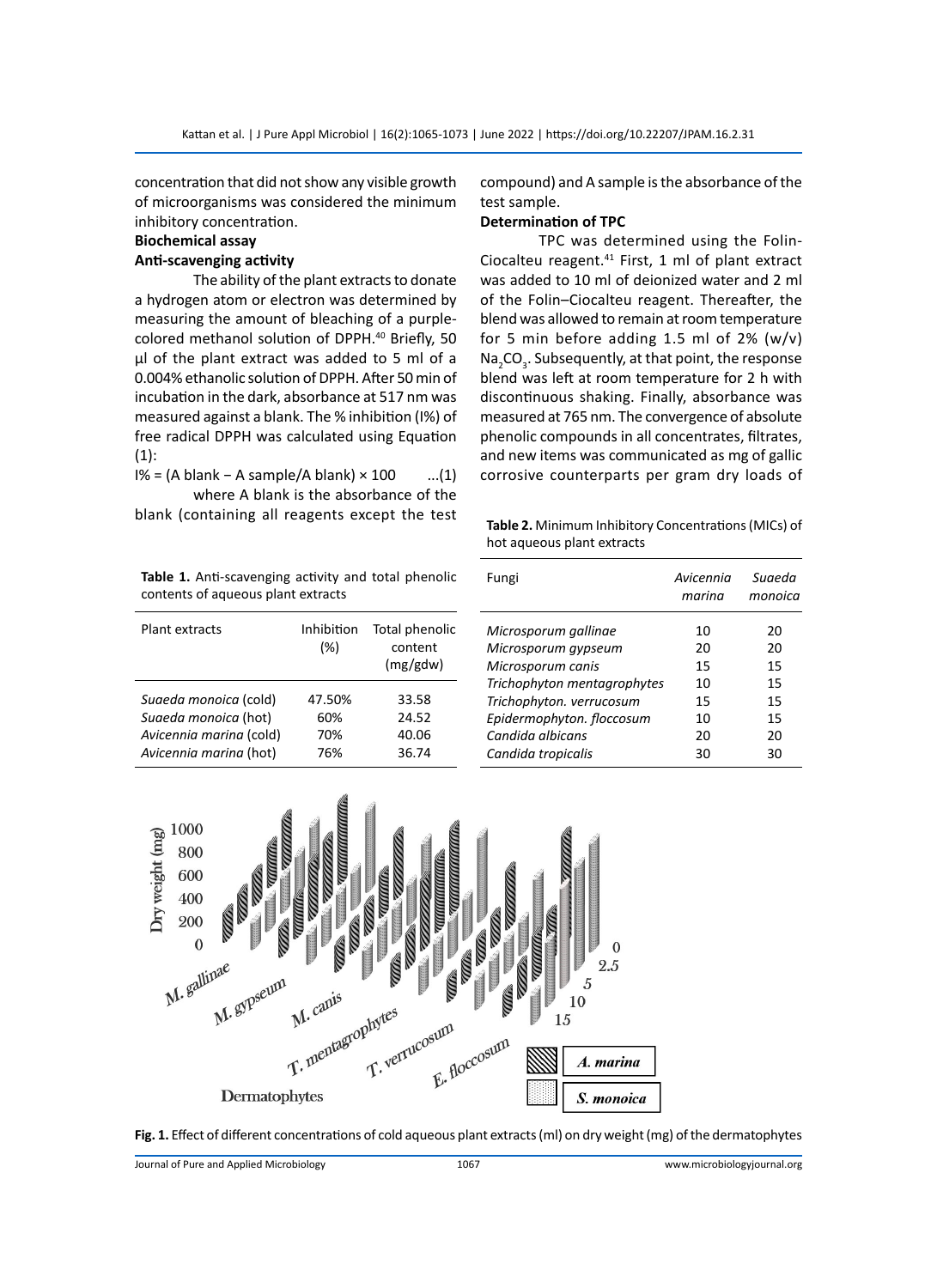concentration that did not show any visible growth of microorganisms was considered the minimum inhibitory concentration.

**Biochemical assay**

**Anti-scavenging activity**

The ability of the plant extracts to donate a hydrogen atom or electron was determined by measuring the amount of bleaching of a purple-colored methanol solution of DPPH.[40] Briefly, 50 µl of the plant extract was added to 5 ml of a 0.004% ethanolic solution of DPPH. After 50 min of incubation in the dark, absorbance at 517 nm was measured against a blank. The % inhibition (I%) of free radical DPPH was calculated using Equation (1):

$$I\% = (A\ blank - A\ sample/A\ blank) \times 100 \quad ...(1)$$

where A blank is the absorbance of the blank (containing all reagents except the test compound) and A sample is the absorbance of the test sample.

**Determination of TPC**

TPC was determined using the Folin-Ciocalteu reagent.[41] First, 1 ml of plant extract was added to 10 ml of deionized water and 2 ml of the Folin–Ciocalteu reagent. Thereafter, the blend was allowed to remain at room temperature for 5 min before adding 1.5 ml of 2% (w/v) $Na_2CO_3$. Subsequently, at that point, the response blend was left at room temperature for 2 h with discontinuous shaking. Finally, absorbance was measured at 765 nm. The convergence of absolute phenolic compounds in all concentrates, filtrates, and new items was communicated as mg of gallic corrosive counterparts per gram dry loads of

**Table 1.** Anti-scavenging activity and total phenolic contents of aqueous plant extracts

| Plant extracts | Inhibition (%) | Total phenolic content (mg/gdw) |
|---|---|---|
| *Suaeda monoica* (cold) | 47.50% | 33.58 |
| *Suaeda monoica* (hot) | 60% | 24.52 |
| *Avicennia marina* (cold) | 70% | 40.06 |
| *Avicennia marina* (hot) | 76% | 36.74 |

**Table 2.** Minimum Inhibitory Concentrations (MICs) of hot aqueous plant extracts

| Fungi | *Avicennia marina* | *Suaeda monoica* |
|---|---|---|
| *Microsporum gallinae* | 10 | 20 |
| *Microsporum gypseum* | 20 | 20 |
| *Microsporum canis* | 15 | 15 |
| *Trichophyton mentagrophytes* | 10 | 15 |
| *Trichophyton. verrucosum* | 15 | 15 |
| *Epidermophyton. floccosum* | 10 | 15 |
| *Candida albicans* | 20 | 20 |
| *Candida tropicalis* | 30 | 30 |

**Fig. 1.** Effect of different concentrations of cold aqueous plant extracts (ml) on dry weight (mg) of the dermatophytes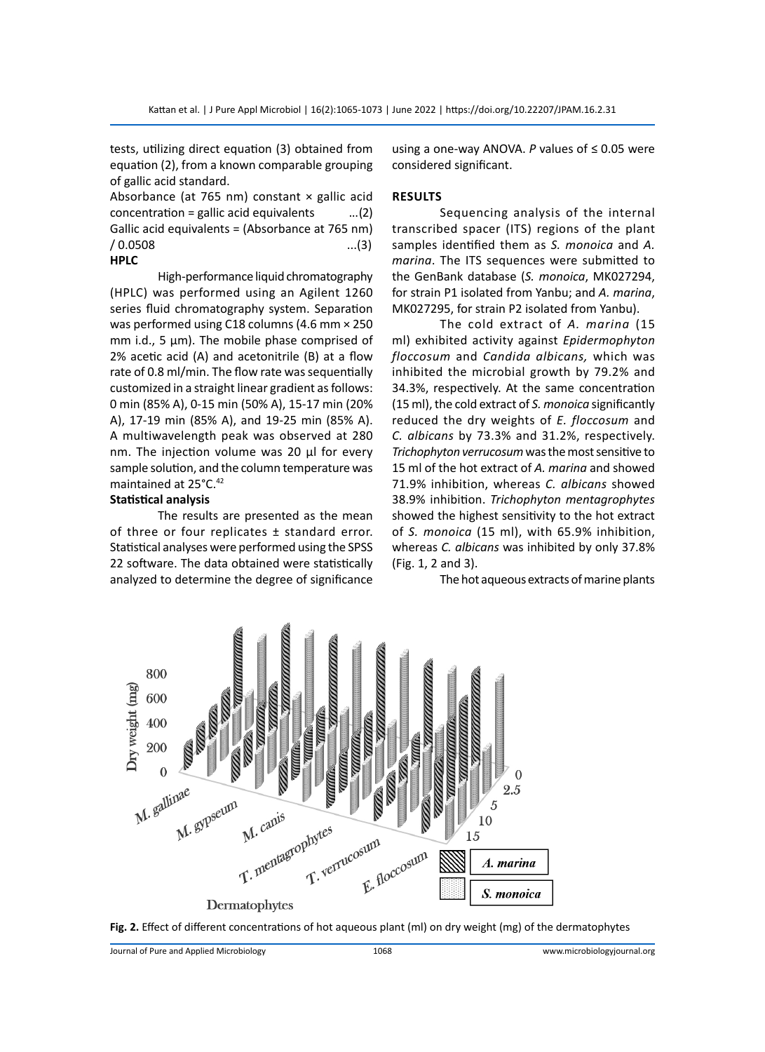tests, utilizing direct equation (3) obtained from equation (2), from a known comparable grouping of gallic acid standard.

Absorbance (at 765 nm) constant × gallic acid concentration = gallic acid equivalents ...(2)

Gallic acid equivalents = (Absorbance at 765 nm) / 0.0508 ...(3)

### HPLC

High-performance liquid chromatography (HPLC) was performed using an Agilent 1260 series fluid chromatography system. Separation was performed using C18 columns (4.6 mm × 250 mm i.d., 5 µm). The mobile phase comprised of 2% acetic acid (A) and acetonitrile (B) at a flow rate of 0.8 ml/min. The flow rate was sequentially customized in a straight linear gradient as follows: 0 min (85% A), 0-15 min (50% A), 15-17 min (20% A), 17-19 min (85% A), and 19-25 min (85% A). A multiwavelength peak was observed at 280 nm. The injection volume was 20 µl for every sample solution, and the column temperature was maintained at 25°C.[42]

### Statistical analysis

The results are presented as the mean of three or four replicates ± standard error. Statistical analyses were performed using the SPSS 22 software. The data obtained were statistically analyzed to determine the degree of significance using a one-way ANOVA. *P* values of ≤ 0.05 were considered significant.

## RESULTS

Sequencing analysis of the internal transcribed spacer (ITS) regions of the plant samples identified them as *S. monoica* and *A. marina*. The ITS sequences were submitted to the GenBank database (*S. monoica*, MK027294, for strain P1 isolated from Yanbu; and *A. marina*, MK027295, for strain P2 isolated from Yanbu).

The cold extract of *A. marina* (15 ml) exhibited activity against *Epidermophyton floccosum* and *Candida albicans,* which was inhibited the microbial growth by 79.2% and 34.3%, respectively. At the same concentration (15 ml), the cold extract of *S. monoica* significantly reduced the dry weights of *E. floccosum* and *C. albicans* by 73.3% and 31.2%, respectively. *Trichophyton verrucosum* was the most sensitive to 15 ml of the hot extract of *A. marina* and showed 71.9% inhibition, whereas *C. albicans* showed 38.9% inhibition. *Trichophyton mentagrophytes* showed the highest sensitivity to the hot extract of *S. monoica* (15 ml), with 65.9% inhibition, whereas *C. albicans* was inhibited by only 37.8% (Fig. 1, 2 and 3).

The hot aqueous extracts of marine plants

**Fig. 2.** Effect of different concentrations of hot aqueous plant (ml) on dry weight (mg) of the dermatophytes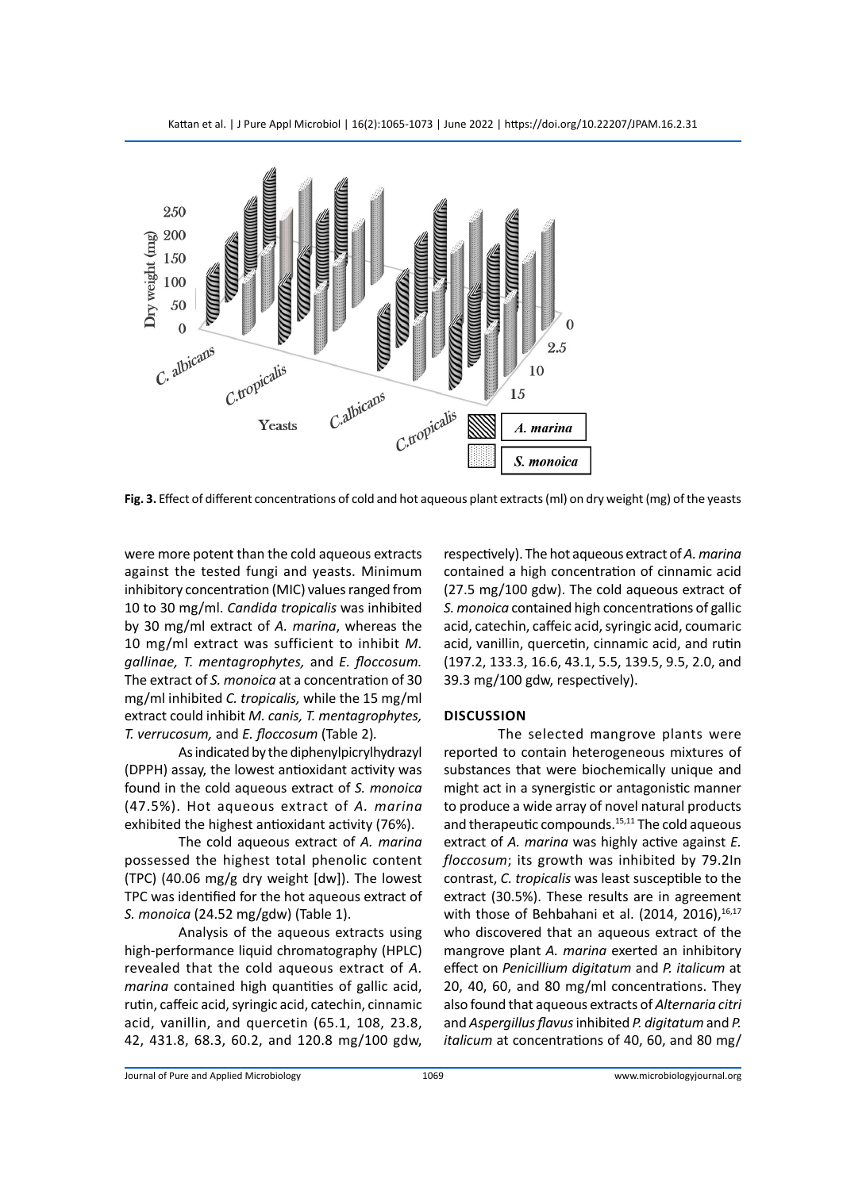**Fig. 3.** Effect of different concentrations of cold and hot aqueous plant extracts (ml) on dry weight (mg) of the yeasts

were more potent than the cold aqueous extracts against the tested fungi and yeasts. Minimum inhibitory concentration (MIC) values ranged from 10 to 30 mg/ml. *Candida tropicalis* was inhibited by 30 mg/ml extract of *A. marina*, whereas the 10 mg/ml extract was sufficient to inhibit *M. gallinae, T. mentagrophytes,* and *E. floccosum.* The extract of *S. monoica* at a concentration of 30 mg/ml inhibited *C. tropicalis,* while the 15 mg/ml extract could inhibit *M. canis, T. mentagrophytes, T. verrucosum,* and *E. floccosum* (Table 2).

As indicated by the diphenylpicrylhydrazyl (DPPH) assay, the lowest antioxidant activity was found in the cold aqueous extract of *S. monoica* (47.5%). Hot aqueous extract of *A. marina* exhibited the highest antioxidant activity (76%).

The cold aqueous extract of *A. marina* possessed the highest total phenolic content (TPC) (40.06 mg/g dry weight [dw]). The lowest TPC was identified for the hot aqueous extract of *S. monoica* (24.52 mg/gdw) (Table 1).

Analysis of the aqueous extracts using high-performance liquid chromatography (HPLC) revealed that the cold aqueous extract of *A. marina* contained high quantities of gallic acid, rutin, caffeic acid, syringic acid, catechin, cinnamic acid, vanillin, and quercetin (65.1, 108, 23.8, 42, 431.8, 68.3, 60.2, and 120.8 mg/100 gdw, respectively). The hot aqueous extract of *A. marina* contained a high concentration of cinnamic acid (27.5 mg/100 gdw). The cold aqueous extract of *S. monoica* contained high concentrations of gallic acid, catechin, caffeic acid, syringic acid, coumaric acid, vanillin, quercetin, cinnamic acid, and rutin (197.2, 133.3, 16.6, 43.1, 5.5, 139.5, 9.5, 2.0, and 39.3 mg/100 gdw, respectively).

## DISCUSSION

The selected mangrove plants were reported to contain heterogeneous mixtures of substances that were biochemically unique and might act in a synergistic or antagonistic manner to produce a wide array of novel natural products and therapeutic compounds.[15,11] The cold aqueous extract of *A. marina* was highly active against *E. floccosum*; its growth was inhibited by 79.2In contrast, *C. tropicalis* was least susceptible to the extract (30.5%). These results are in agreement with those of Behbahani et al. (2014, 2016),[16,17] who discovered that an aqueous extract of the mangrove plant *A. marina* exerted an inhibitory effect on *Penicillium digitatum* and *P. italicum* at 20, 40, 60, and 80 mg/ml concentrations. They also found that aqueous extracts of *Alternaria citri* and *Aspergillus flavus* inhibited *P. digitatum* and *P. italicum* at concentrations of 40, 60, and 80 mg/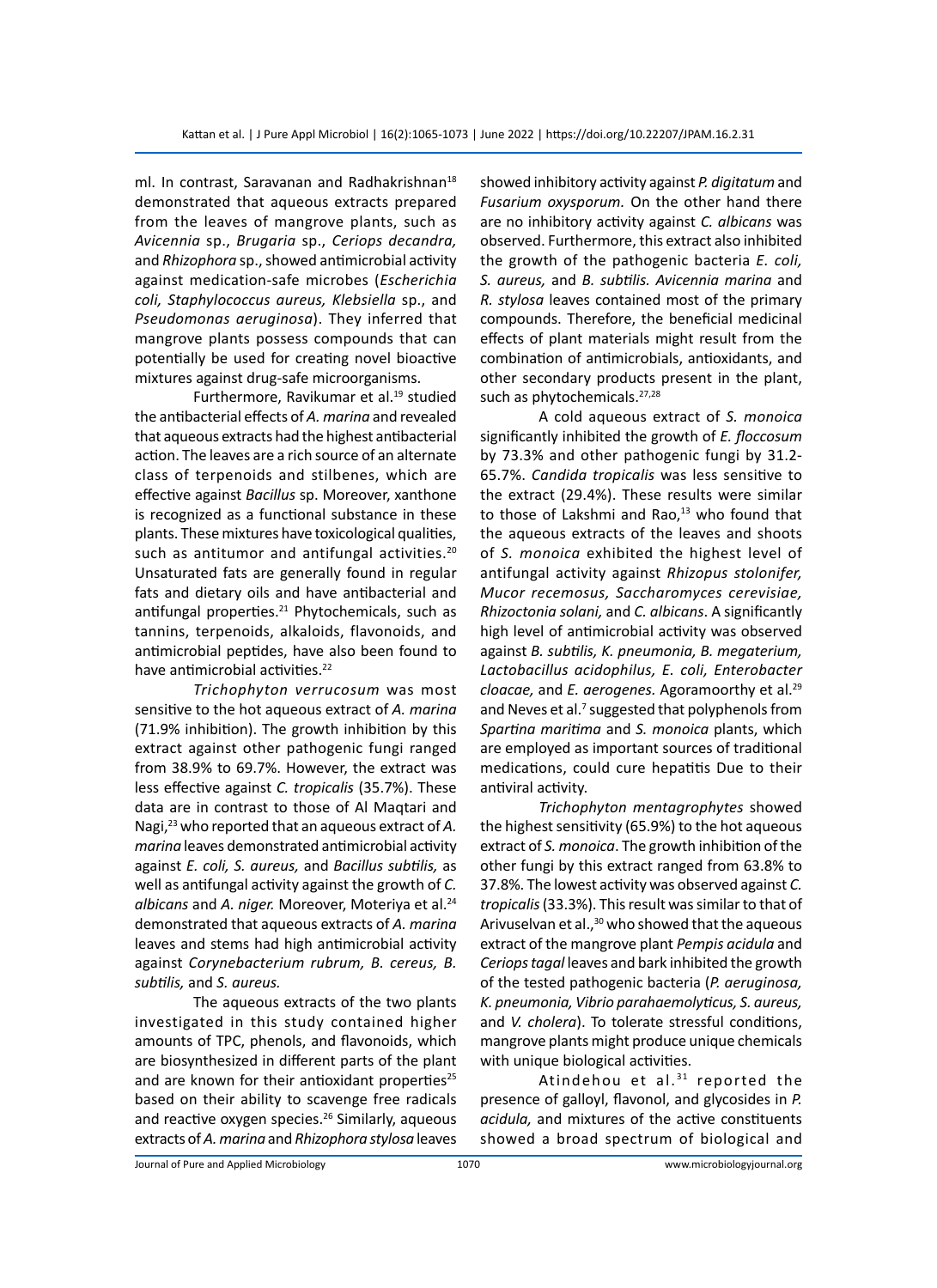ml. In contrast, Saravanan and Radhakrishnan[18] demonstrated that aqueous extracts prepared from the leaves of mangrove plants, such as *Avicennia* sp., *Brugaria* sp., *Ceriops decandra,* and *Rhizophora* sp., showed antimicrobial activity against medication-safe microbes (*Escherichia coli, Staphylococcus aureus, Klebsiella* sp., and *Pseudomonas aeruginosa*). They inferred that mangrove plants possess compounds that can potentially be used for creating novel bioactive mixtures against drug-safe microorganisms.

Furthermore, Ravikumar et al.[19] studied the antibacterial effects of *A. marina* and revealed that aqueous extracts had the highest antibacterial action. The leaves are a rich source of an alternate class of terpenoids and stilbenes, which are effective against *Bacillus* sp. Moreover, xanthone is recognized as a functional substance in these plants. These mixtures have toxicological qualities, such as antitumor and antifungal activities.[20] Unsaturated fats are generally found in regular fats and dietary oils and have antibacterial and antifungal properties.[21] Phytochemicals, such as tannins, terpenoids, alkaloids, flavonoids, and antimicrobial peptides, have also been found to have antimicrobial activities.[22]

*Trichophyton verrucosum* was most sensitive to the hot aqueous extract of *A. marina* (71.9% inhibition). The growth inhibition by this extract against other pathogenic fungi ranged from 38.9% to 69.7%. However, the extract was less effective against *C. tropicalis* (35.7%). These data are in contrast to those of Al Maqtari and Nagi,[23] who reported that an aqueous extract of *A. marina* leaves demonstrated antimicrobial activity against *E. coli, S. aureus,* and *Bacillus subtilis,* as well as antifungal activity against the growth of *C. albicans* and *A. niger.* Moreover, Moteriya et al.[24] demonstrated that aqueous extracts of *A. marina* leaves and stems had high antimicrobial activity against *Corynebacterium rubrum, B. cereus, B. subtilis,* and *S. aureus.*

The aqueous extracts of the two plants investigated in this study contained higher amounts of TPC, phenols, and flavonoids, which are biosynthesized in different parts of the plant and are known for their antioxidant properties[25] based on their ability to scavenge free radicals and reactive oxygen species.[26] Similarly, aqueous extracts of *A. marina* and *Rhizophora stylosa* leaves showed inhibitory activity against *P. digitatum* and *Fusarium oxysporum.* On the other hand there are no inhibitory activity against *C. albicans* was observed. Furthermore, this extract also inhibited the growth of the pathogenic bacteria *E. coli, S. aureus,* and *B. subtilis. Avicennia marina* and *R. stylosa* leaves contained most of the primary compounds. Therefore, the beneficial medicinal effects of plant materials might result from the combination of antimicrobials, antioxidants, and other secondary products present in the plant, such as phytochemicals.[27,28]

A cold aqueous extract of *S. monoica* significantly inhibited the growth of *E. floccosum* by 73.3% and other pathogenic fungi by 31.2-65.7%. *Candida tropicalis* was less sensitive to the extract (29.4%). These results were similar to those of Lakshmi and Rao,[13] who found that the aqueous extracts of the leaves and shoots of *S. monoica* exhibited the highest level of antifungal activity against *Rhizopus stolonifer, Mucor recemosus, Saccharomyces cerevisiae, Rhizoctonia solani,* and *C. albicans*. A significantly high level of antimicrobial activity was observed against *B. subtilis, K. pneumonia, B. megaterium, Lactobacillus acidophilus, E. coli, Enterobacter cloacae,* and *E. aerogenes.* Agoramoorthy et al.[29] and Neves et al.[7] suggested that polyphenols from *Spartina maritima* and *S. monoica* plants, which are employed as important sources of traditional medications, could cure hepatitis Due to their antiviral activity.

*Trichophyton mentagrophytes* showed the highest sensitivity (65.9%) to the hot aqueous extract of *S. monoica*. The growth inhibition of the other fungi by this extract ranged from 63.8% to 37.8%. The lowest activity was observed against *C. tropicalis* (33.3%). This result was similar to that of Arivuselvan et al.,[30] who showed that the aqueous extract of the mangrove plant *Pempis acidula* and *Ceriops tagal* leaves and bark inhibited the growth of the tested pathogenic bacteria (*P. aeruginosa, K. pneumonia, Vibrio parahaemolyticus, S. aureus,* and *V. cholera*). To tolerate stressful conditions, mangrove plants might produce unique chemicals with unique biological activities.

Atindehou et al.[31] reported the presence of galloyl, flavonol, and glycosides in *P. acidula,* and mixtures of the active constituents showed a broad spectrum of biological and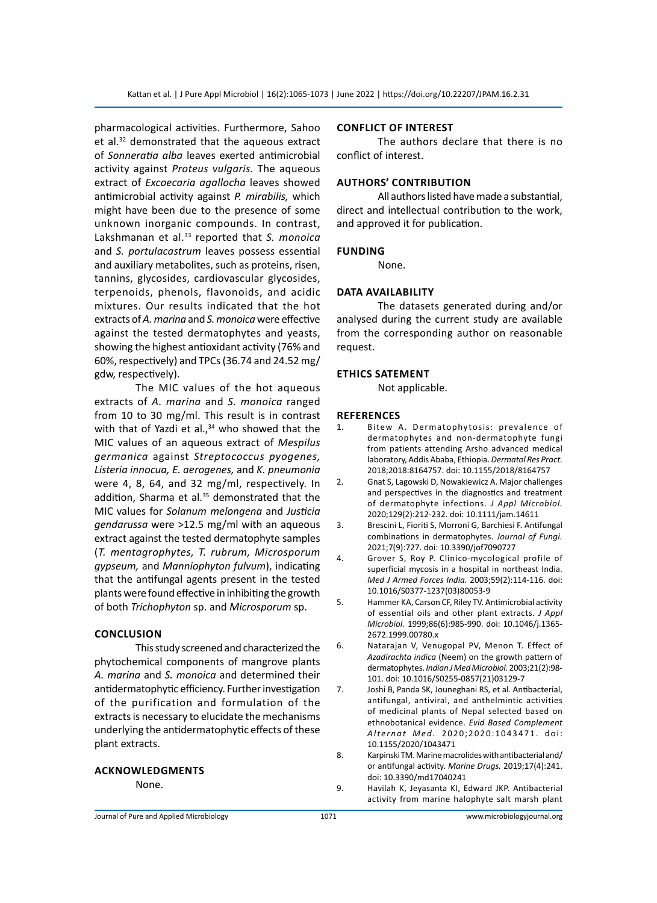pharmacological activities. Furthermore, Sahoo et al.[32] demonstrated that the aqueous extract of *Sonneratia alba* leaves exerted antimicrobial activity against *Proteus vulgaris.* The aqueous extract of *Excoecaria agallocha* leaves showed antimicrobial activity against *P. mirabilis,* which might have been due to the presence of some unknown inorganic compounds. In contrast, Lakshmanan et al.[33] reported that *S. monoica* and *S. portulacastrum* leaves possess essential and auxiliary metabolites, such as proteins, risen, tannins, glycosides, cardiovascular glycosides, terpenoids, phenols, flavonoids, and acidic mixtures. Our results indicated that the hot extracts of *A. marina* and *S. monoica* were effective against the tested dermatophytes and yeasts, showing the highest antioxidant activity (76% and 60%, respectively) and TPCs (36.74 and 24.52 mg/gdw, respectively).

The MIC values of the hot aqueous extracts of *A. marina* and *S. monoica* ranged from 10 to 30 mg/ml. This result is in contrast with that of Yazdi et al.,[34] who showed that the MIC values of an aqueous extract of *Mespilus germanica* against *Streptococcus pyogenes, Listeria innocua, E. aerogenes,* and *K. pneumonia* were 4, 8, 64, and 32 mg/ml, respectively. In addition, Sharma et al.[35] demonstrated that the MIC values for *Solanum melongena* and *Justicia gendarussa* were >12.5 mg/ml with an aqueous extract against the tested dermatophyte samples (*T. mentagrophytes, T. rubrum, Microsporum gypseum,* and *Manniophyton fulvum*), indicating that the antifungal agents present in the tested plants were found effective in inhibiting the growth of both *Trichophyton* sp. and *Microsporum* sp.

## CONCLUSION

This study screened and characterized the phytochemical components of mangrove plants *A. marina* and *S. monoica* and determined their antidermatophytic efficiency. Further investigation of the purification and formulation of the extracts is necessary to elucidate the mechanisms underlying the antidermatophytic effects of these plant extracts.

## ACKNOWLEDGMENTS

None.

## CONFLICT OF INTEREST

The authors declare that there is no conflict of interest.

## AUTHORS' CONTRIBUTION

All authors listed have made a substantial, direct and intellectual contribution to the work, and approved it for publication.

## FUNDING

None.

## DATA AVAILABILITY

The datasets generated during and/or analysed during the current study are available from the corresponding author on reasonable request.

## ETHICS SATEMENT

Not applicable.

## REFERENCES

1. Bitew A. Dermatophytosis: prevalence of dermatophytes and non-dermatophyte fungi from patients attending Arsho advanced medical laboratory, Addis Ababa, Ethiopia. *Dermatol Res Pract.* 2018;2018:8164757. doi: 10.1155/2018/8164757
2. Gnat S, Lagowski D, Nowakiewicz A. Major challenges and perspectives in the diagnostics and treatment of dermatophyte infections. *J Appl Microbiol.* 2020;129(2):212-232. doi: 10.1111/jam.14611
3. Brescini L, Fioriti S, Morroni G, Barchiesi F. Antifungal combinations in dermatophytes. *Journal of Fungi.* 2021;7(9):727. doi: 10.3390/jof7090727
4. Grover S, Roy P. Clinico-mycological profile of superficial mycosis in a hospital in northeast India. *Med J Armed Forces India.* 2003;59(2):114-116. doi: 10.1016/S0377-1237(03)80053-9
5. Hammer KA, Carson CF, Riley TV. Antimicrobial activity of essential oils and other plant extracts. *J Appl Microbiol.* 1999;86(6):985-990. doi: 10.1046/j.1365-2672.1999.00780.x
6. Natarajan V, Venugopal PV, Menon T. Effect of *Azadirachta indica* (Neem) on the growth pattern of dermatophytes. *Indian J Med Microbiol.* 2003;21(2):98-101. doi: 10.1016/S0255-0857(21)03129-7
7. Joshi B, Panda SK, Jouneghani RS, et al. Antibacterial, antifungal, antiviral, and anthelmintic activities of medicinal plants of Nepal selected based on ethnobotanical evidence. *Evid Based Complement Alternat Med.* 2020;2020:1043471. doi: 10.1155/2020/1043471
8. Karpinski TM. Marine macrolides with antibacterial and/or antifungal activity. *Marine Drugs.* 2019;17(4):241. doi: 10.3390/md17040241
9. Havilah K, Jeyasanta KI, Edward JKP. Antibacterial activity from marine halophyte salt marsh plant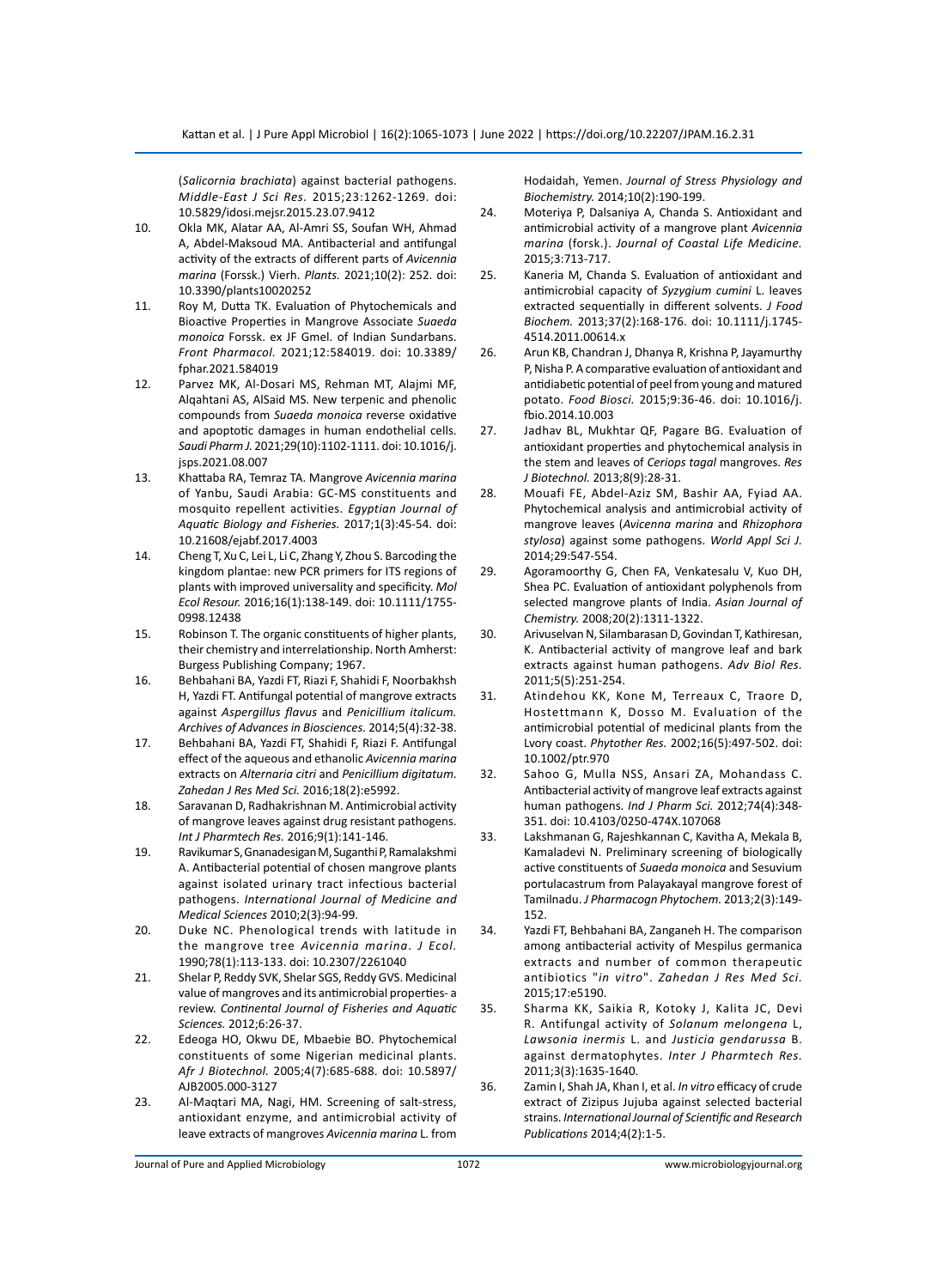(*Salicornia brachiata*) against bacterial pathogens. *Middle-East J Sci Res.* 2015;23:1262-1269. doi: 10.5829/idosi.mejsr.2015.23.07.9412

10. Okla MK, Alatar AA, Al-Amri SS, Soufan WH, Ahmad A, Abdel-Maksoud MA. Antibacterial and antifungal activity of the extracts of different parts of *Avicennia marina* (Forssk.) Vierh. *Plants.* 2021;10(2): 252. doi: 10.3390/plants10020252
11. Roy M, Dutta TK. Evaluation of Phytochemicals and Bioactive Properties in Mangrove Associate *Suaeda monoica* Forssk. ex JF Gmel. of Indian Sundarbans. *Front Pharmacol.* 2021;12:584019. doi: 10.3389/fphar.2021.584019
12. Parvez MK, Al-Dosari MS, Rehman MT, Alajmi MF, Alqahtani AS, AlSaid MS. New terpenic and phenolic compounds from *Suaeda monoica* reverse oxidative and apoptotic damages in human endothelial cells. *Saudi Pharm J.* 2021;29(10):1102-1111. doi: 10.1016/j.jsps.2021.08.007
13. Khattaba RA, Temraz TA. Mangrove *Avicennia marina* of Yanbu, Saudi Arabia: GC-MS constituents and mosquito repellent activities. *Egyptian Journal of Aquatic Biology and Fisheries.* 2017;1(3):45-54. doi: 10.21608/ejabf.2017.4003
14. Cheng T, Xu C, Lei L, Li C, Zhang Y, Zhou S. Barcoding the kingdom plantae: new PCR primers for ITS regions of plants with improved universality and specificity. *Mol Ecol Resour.* 2016;16(1):138-149. doi: 10.1111/1755-0998.12438
15. Robinson T. The organic constituents of higher plants, their chemistry and interrelationship. North Amherst: Burgess Publishing Company; 1967.
16. Behbahani BA, Yazdi FT, Riazi F, Shahidi F, Noorbakhsh H, Yazdi FT. Antifungal potential of mangrove extracts against *Aspergillus flavus* and *Penicillium italicum. Archives of Advances in Biosciences.* 2014;5(4):32-38.
17. Behbahani BA, Yazdi FT, Shahidi F, Riazi F. Antifungal effect of the aqueous and ethanolic *Avicennia marina* extracts on *Alternaria citri* and *Penicillium digitatum*. *Zahedan J Res Med Sci.* 2016;18(2):e5992.
18. Saravanan D, Radhakrishnan M. Antimicrobial activity of mangrove leaves against drug resistant pathogens. *Int J Pharmtech Res.* 2016;9(1):141-146.
19. Ravikumar S, Gnanadesigan M, Suganthi P, Ramalakshmi A. Antibacterial potential of chosen mangrove plants against isolated urinary tract infectious bacterial pathogens. *International Journal of Medicine and Medical Sciences* 2010;2(3):94-99.
20. Duke NC. Phenological trends with latitude in the mangrove tree *Avicennia marina*. *J Ecol.* 1990;78(1):113-133. doi: 10.2307/2261040
21. Shelar P, Reddy SVK, Shelar SGS, Reddy GVS. Medicinal value of mangroves and its antimicrobial properties- a review. *Continental Journal of Fisheries and Aquatic Sciences.* 2012;6:26-37.
22. Edeoga HO, Okwu DE, Mbaebie BO. Phytochemical constituents of some Nigerian medicinal plants. *Afr J Biotechnol.* 2005;4(7):685-688. doi: 10.5897/AJB2005.000-3127
23. Al-Maqtari MA, Nagi, HM. Screening of salt-stress, antioxidant enzyme, and antimicrobial activity of leave extracts of mangroves *Avicennia marina* L. from Hodaidah, Yemen. *Journal of Stress Physiology and Biochemistry.* 2014;10(2):190-199.
24. Moteriya P, Dalsaniya A, Chanda S. Antioxidant and antimicrobial activity of a mangrove plant *Avicennia marina* (forsk.). *Journal of Coastal Life Medicine.* 2015;3:713-717.
25. Kaneria M, Chanda S. Evaluation of antioxidant and antimicrobial capacity of *Syzygium cumini* L. leaves extracted sequentially in different solvents. *J Food Biochem.* 2013;37(2):168-176. doi: 10.1111/j.1745-4514.2011.00614.x
26. Arun KB, Chandran J, Dhanya R, Krishna P, Jayamurthy P, Nisha P. A comparative evaluation of antioxidant and antidiabetic potential of peel from young and matured potato. *Food Biosci.* 2015;9:36-46. doi: 10.1016/j.fbio.2014.10.003
27. Jadhav BL, Mukhtar QF, Pagare BG. Evaluation of antioxidant properties and phytochemical analysis in the stem and leaves of *Ceriops tagal* mangroves. *Res J Biotechnol.* 2013;8(9):28-31.
28. Mouafi FE, Abdel-Aziz SM, Bashir AA, Fyiad AA. Phytochemical analysis and antimicrobial activity of mangrove leaves (*Avicenna marina* and *Rhizophora stylosa*) against some pathogens. *World Appl Sci J.* 2014;29:547-554.
29. Agoramoorthy G, Chen FA, Venkatesalu V, Kuo DH, Shea PC. Evaluation of antioxidant polyphenols from selected mangrove plants of India. *Asian Journal of Chemistry.* 2008;20(2):1311-1322.
30. Arivuselvan N, Silambarasan D, Govindan T, Kathiresan, K. Antibacterial activity of mangrove leaf and bark extracts against human pathogens. *Adv Biol Res.* 2011;5(5):251-254.
31. Atindehou KK, Kone M, Terreaux C, Traore D, Hostettmann K, Dosso M. Evaluation of the antimicrobial potential of medicinal plants from the Lvory coast. *Phytother Res.* 2002;16(5):497-502. doi: 10.1002/ptr.970
32. Sahoo G, Mulla NSS, Ansari ZA, Mohandass C. Antibacterial activity of mangrove leaf extracts against human pathogens. *Ind J Pharm Sci.* 2012;74(4):348-351. doi: 10.4103/0250-474X.107068
33. Lakshmanan G, Rajeshkannan C, Kavitha A, Mekala B, Kamaladevi N. Preliminary screening of biologically active constituents of *Suaeda monoica* and Sesuvium portulacastrum from Palayakayal mangrove forest of Tamilnadu. *J Pharmacogn Phytochem.* 2013;2(3):149-152.
34. Yazdi FT, Behbahani BA, Zanganeh H. The comparison among antibacterial activity of Mespilus germanica extracts and number of common therapeutic antibiotics "*in vitro*". *Zahedan J Res Med Sci.* 2015;17:e5190.
35. Sharma KK, Saikia R, Kotoky J, Kalita JC, Devi R. Antifungal activity of *Solanum melongena* L, *Lawsonia inermis* L. and *Justicia gendarussa* B. against dermatophytes. *Inter J Pharmtech Res.* 2011;3(3):1635-1640.
36. Zamin I, Shah JA, Khan I, et al. *In vitro* efficacy of crude extract of Zizipus Jujuba against selected bacterial strains. *International Journal of Scientific and Research Publications* 2014;4(2):1-5.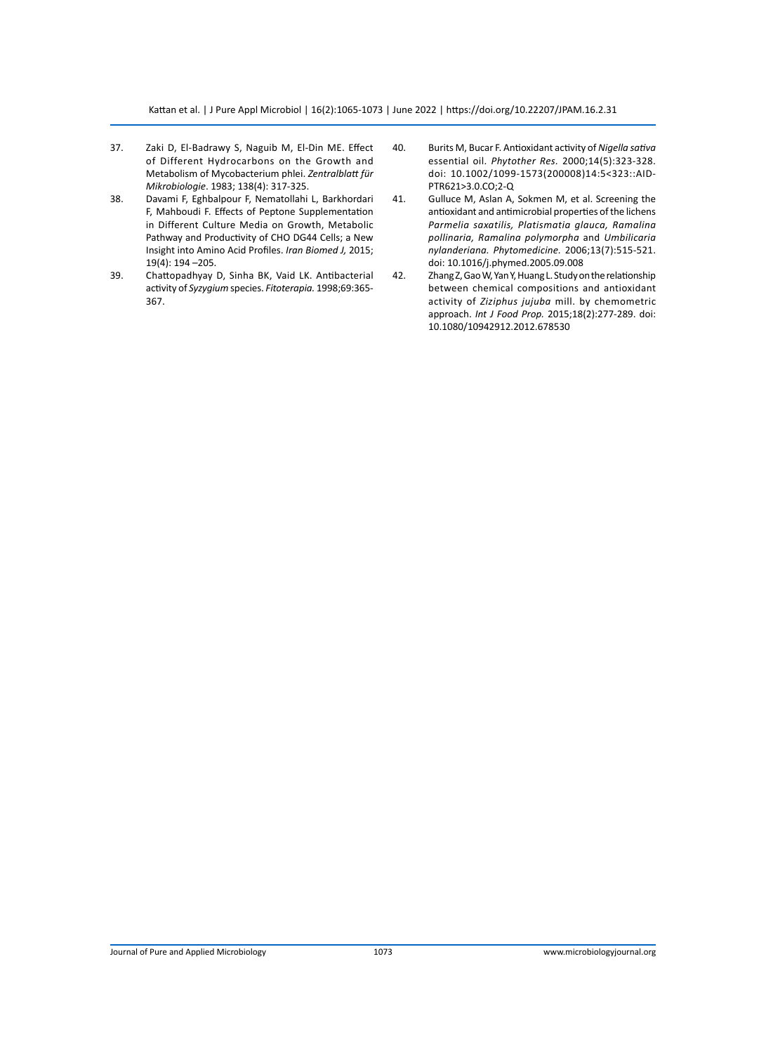37. Zaki D, El-Badrawy S, Naguib M, El-Din ME. Effect of Different Hydrocarbons on the Growth and Metabolism of Mycobacterium phlei. *Zentralblatt für Mikrobiologie*. 1983; 138(4): 317-325.
38. Davami F, Eghbalpour F, Nematollahi L, Barkhordari F, Mahboudi F. Effects of Peptone Supplementation in Different Culture Media on Growth, Metabolic Pathway and Productivity of CHO DG44 Cells; a New Insight into Amino Acid Profiles. *Iran Biomed J,* 2015; 19(4): 194 –205.
39. Chattopadhyay D, Sinha BK, Vaid LK. Antibacterial activity of *Syzygium* species. *Fitoterapia.* 1998;69:365-367.
40. Burits M, Bucar F. Antioxidant activity of *Nigella sativa* essential oil. *Phytother Res.* 2000;14(5):323-328. doi: 10.1002/1099-1573(200008)14:5<323::AID-PTR621>3.0.CO;2-Q
41. Gulluce M, Aslan A, Sokmen M, et al. Screening the antioxidant and antimicrobial properties of the lichens *Parmelia saxatilis, Platismatia glauca, Ramalina pollinaria, Ramalina polymorpha* and *Umbilicaria nylanderiana. Phytomedicine.* 2006;13(7):515-521. doi: 10.1016/j.phymed.2005.09.008
42. Zhang Z, Gao W, Yan Y, Huang L. Study on the relationship between chemical compositions and antioxidant activity of *Ziziphus jujuba* mill. by chemometric approach. *Int J Food Prop.* 2015;18(2):277-289. doi: 10.1080/10942912.2012.678530